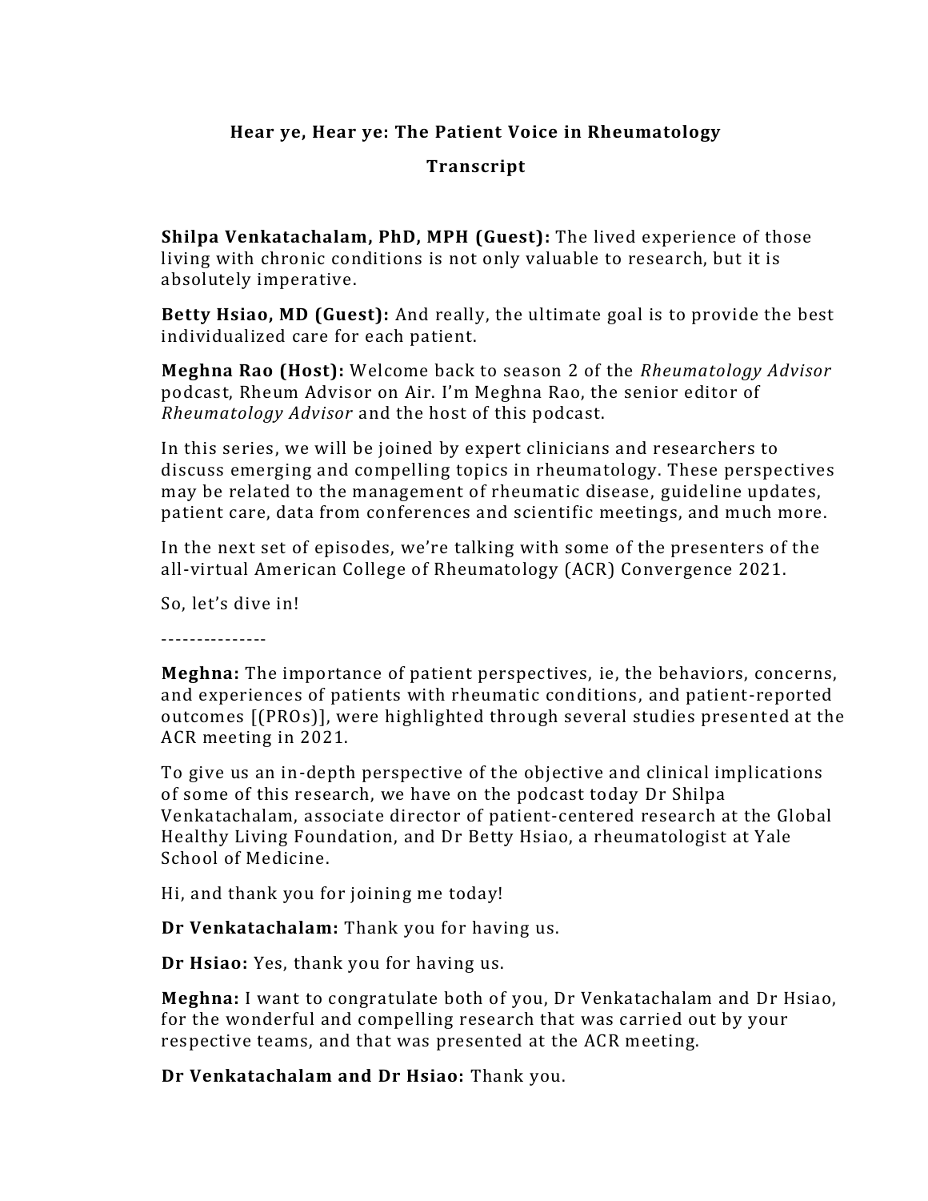# Hear ye, Hear ye: The Patient Voice in Rheumatology

## Transcript

**Shilpa Venkatachalam, PhD, MPH (Guest):** The lived experience of those living with chronic conditions is not only valuable to research, but it is absolutely imperative.

**Betty Hsiao, MD (Guest):** And really, the ultimate goal is to provide the best individualized care for each patient.

**Meghna Rao (Host):** Welcome back to season 2 of the *Rheumatology Advisor* podcast, Rheum Advisor on Air. I'm Meghna Rao, the senior editor of *Rheumatology Advisor* and the host of this podcast.

In this series, we will be joined by expert clinicians and researchers to discuss emerging and compelling topics in rheumatology. These perspectives may be related to the management of rheumatic disease, guideline updates, patient care, data from conferences and scientific meetings, and much more.

In the next set of episodes, we're talking with some of the presenters of the all-virtual American College of Rheumatology (ACR) Convergence 2021.

So, let's dive in!

---------------

**Meghna:** The importance of patient perspectives, ie, the behaviors, concerns, and experiences of patients with rheumatic conditions, and patient-reported outcomes [(PROs)], were highlighted through several studies presented at the ACR meeting in 2021.

To give us an in-depth perspective of the objective and clinical implications of some of this research, we have on the podcast today Dr Shilpa Venkatachalam, associate director of patient-centered research at the Global Healthy Living Foundation, and Dr Betty Hsiao, a rheumatologist at Yale School of Medicine.

Hi, and thank you for joining me today!

**Dr Venkatachalam:** Thank you for having us.

**Dr Hsiao:** Yes, thank you for having us.

**Meghna:** I want to congratulate both of you, Dr Venkatachalam and Dr Hsiao, for the wonderful and compelling research that was carried out by your respective teams, and that was presented at the ACR meeting.

**Dr Venkatachalam and Dr Hsiao:** Thank you.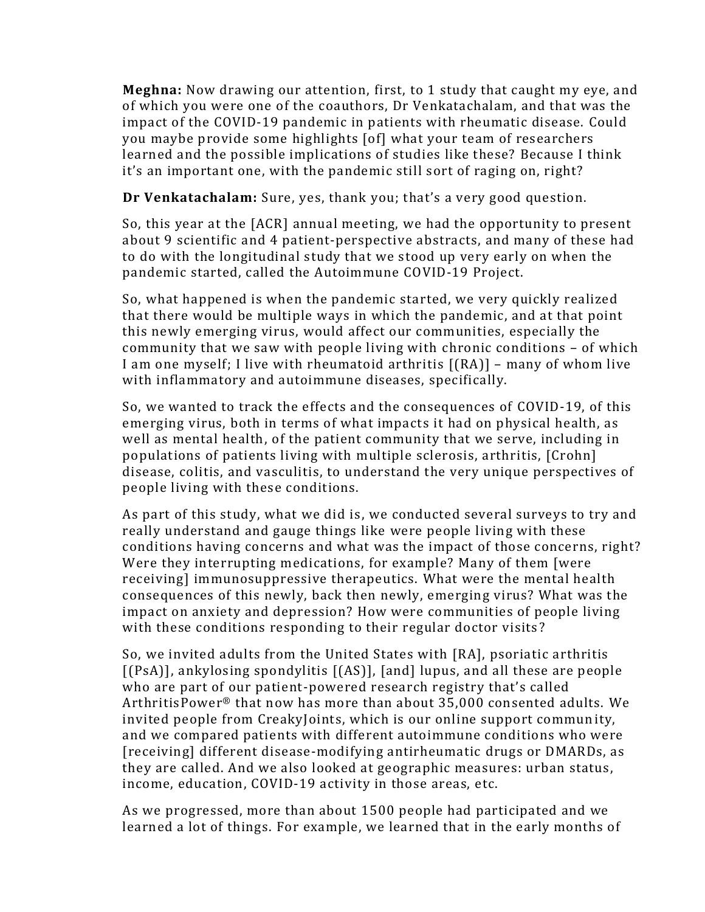**Meghna:** Now drawing our attention, first, to 1 study that caught my eye, and of which you were one of the coauthors, Dr Venkatachalam, and that was the impact of the COVID-19 pandemic in patients with rheumatic disease. Could you maybe provide some highlights [of] what your team of researchers learned and the possible implications of studies like these? Because I think it's an important one, with the pandemic still sort of raging on, right?

**Dr Venkatachalam:** Sure, yes, thank you; that's a very good question.

So, this year at the [ACR] annual meeting, we had the opportunity to present about 9 scientific and 4 patient-perspective abstracts, and many of these had to do with the longitudinal study that we stood up very early on when the pandemic started, called the Autoimmune COVID-19 Project.

So, what happened is when the pandemic started, we very quickly realized that there would be multiple ways in which the pandemic, and at that point this newly emerging virus, would affect our communities, especially the community that we saw with people living with chronic conditions – of which I am one myself; I live with rheumatoid arthritis [(RA)] – many of whom live with inflammatory and autoimmune diseases, specifically.

So, we wanted to track the effects and the consequences of COVID-19, of this emerging virus, both in terms of what impacts it had on physical health, as well as mental health, of the patient community that we serve, including in populations of patients living with multiple sclerosis, arthritis, [Crohn] disease, colitis, and vasculitis, to understand the very unique perspectives of people living with these conditions.

As part of this study, what we did is, we conducted several surveys to try and really understand and gauge things like were people living with these conditions having concerns and what was the impact of those concerns, right? Were they interrupting medications, for example? Many of them [were receiving] immunosuppressive therapeutics. What were the mental health consequences of this newly, back then newly, emerging virus? What was the impact on anxiety and depression? How were communities of people living with these conditions responding to their regular doctor visits?

So, we invited adults from the United States with [RA], psoriatic arthritis [(PsA)], ankylosing spondylitis [(AS)], [and] lupus, and all these are people who are part of our patient-powered research registry that's called ArthritisPower® that now has more than about 35,000 consented adults. We invited people from CreakyJoints, which is our online support community, and we compared patients with different autoimmune conditions who were [receiving] different disease-modifying antirheumatic drugs or DMARDs, as they are called. And we also looked at geographic measures: urban status, income, education, COVID-19 activity in those areas, etc.

As we progressed, more than about 1500 people had participated and we learned a lot of things. For example, we learned that in the early months of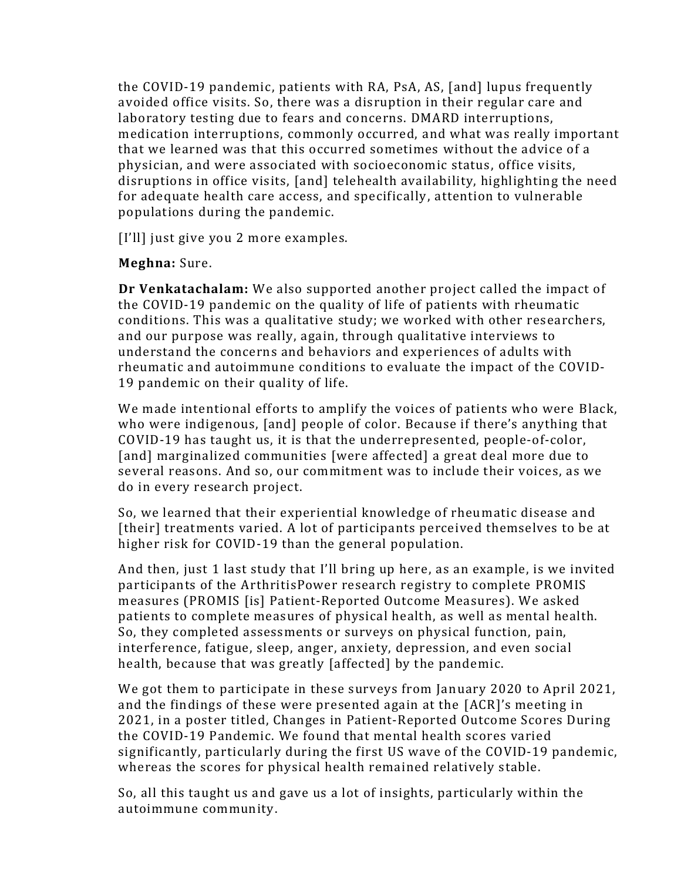the COVID-19 pandemic, patients with RA, PsA, AS, [and] lupus frequently avoided office visits. So, there was a disruption in their regular care and laboratory testing due to fears and concerns. DMARD interruptions, medication interruptions, commonly occurred, and what was really important that we learned was that this occurred sometimes without the advice of a physician, and were associated with socioeconomic status, office visits, disruptions in office visits, [and] telehealth availability, highlighting the need for adequate health care access, and specifically, attention to vulnerable populations during the pandemic.

[I'll] just give you 2 more examples.

**Meghna:** Sure.

**Dr Venkatachalam:** We also supported another project called the impact of the COVID-19 pandemic on the quality of life of patients with rheumatic conditions. This was a qualitative study; we worked with other researchers, and our purpose was really, again, through qualitative interviews to understand the concerns and behaviors and experiences of adults with rheumatic and autoimmune conditions to evaluate the impact of the COVID-19 pandemic on their quality of life.

We made intentional efforts to amplify the voices of patients who were Black, who were indigenous, [and] people of color. Because if there's anything that COVID-19 has taught us, it is that the underrepresented, people-of-color, [and] marginalized communities [were affected] a great deal more due to several reasons. And so, our commitment was to include their voices, as we do in every research project.

So, we learned that their experiential knowledge of rheumatic disease and [their] treatments varied. A lot of participants perceived themselves to be at higher risk for COVID-19 than the general population.

And then, just 1 last study that I'll bring up here, as an example, is we invited participants of the ArthritisPower research registry to complete PROMIS measures (PROMIS [is] Patient-Reported Outcome Measures). We asked patients to complete measures of physical health, as well as mental health. So, they completed assessments or surveys on physical function, pain, interference, fatigue, sleep, anger, anxiety, depression, and even social health, because that was greatly [affected] by the pandemic.

We got them to participate in these surveys from January 2020 to April 2021, and the findings of these were presented again at the [ACR]'s meeting in 2021, in a poster titled, Changes in Patient-Reported Outcome Scores During the COVID-19 Pandemic. We found that mental health scores varied significantly, particularly during the first US wave of the COVID-19 pandemic, whereas the scores for physical health remained relatively stable.

So, all this taught us and gave us a lot of insights, particularly within the autoimmune community.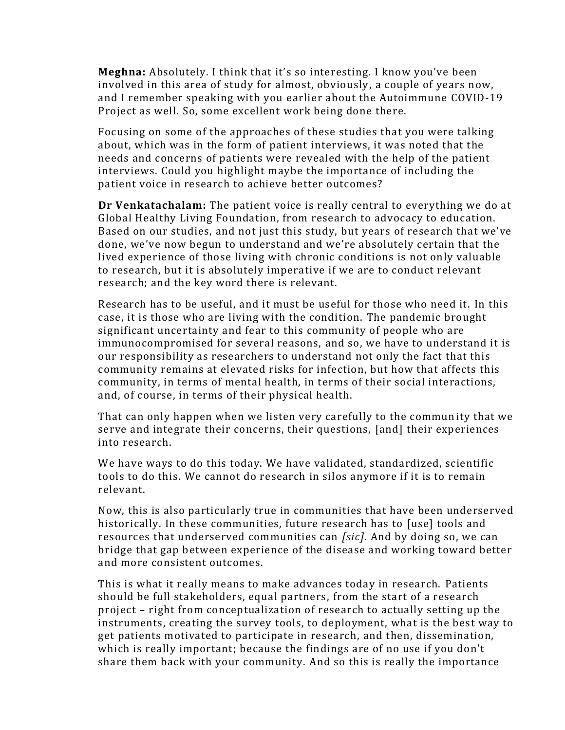**Meghna:** Absolutely. I think that it's so interesting. I know you've been involved in this area of study for almost, obviously, a couple of years now, and I remember speaking with you earlier about the Autoimmune COVID-19 Project as well. So, some excellent work being done there.

Focusing on some of the approaches of these studies that you were talking about, which was in the form of patient interviews, it was noted that the needs and concerns of patients were revealed with the help of the patient interviews. Could you highlight maybe the importance of including the patient voice in research to achieve better outcomes?

**Dr Venkatachalam:** The patient voice is really central to everything we do at Global Healthy Living Foundation, from research to advocacy to education. Based on our studies, and not just this study, but years of research that we've done, we've now begun to understand and we're absolutely certain that the lived experience of those living with chronic conditions is not only valuable to research, but it is absolutely imperative if we are to conduct relevant research; and the key word there is relevant.

Research has to be useful, and it must be useful for those who need it. In this case, it is those who are living with the condition. The pandemic brought significant uncertainty and fear to this community of people who are immunocompromised for several reasons, and so, we have to understand it is our responsibility as researchers to understand not only the fact that this community remains at elevated risks for infection, but how that affects this community, in terms of mental health, in terms of their social interactions, and, of course, in terms of their physical health.

That can only happen when we listen very carefully to the community that we serve and integrate their concerns, their questions, [and] their experiences into research.

We have ways to do this today. We have validated, standardized, scientific tools to do this. We cannot do research in silos anymore if it is to remain relevant.

Now, this is also particularly true in communities that have been underserved historically. In these communities, future research has to [use] tools and resources that underserved communities can *[sic]*. And by doing so, we can bridge that gap between experience of the disease and working toward better and more consistent outcomes.

This is what it really means to make advances today in research. Patients should be full stakeholders, equal partners, from the start of a research project – right from conceptualization of research to actually setting up the instruments, creating the survey tools, to deployment, what is the best way to get patients motivated to participate in research, and then, dissemination, which is really important; because the findings are of no use if you don't share them back with your community. And so this is really the importance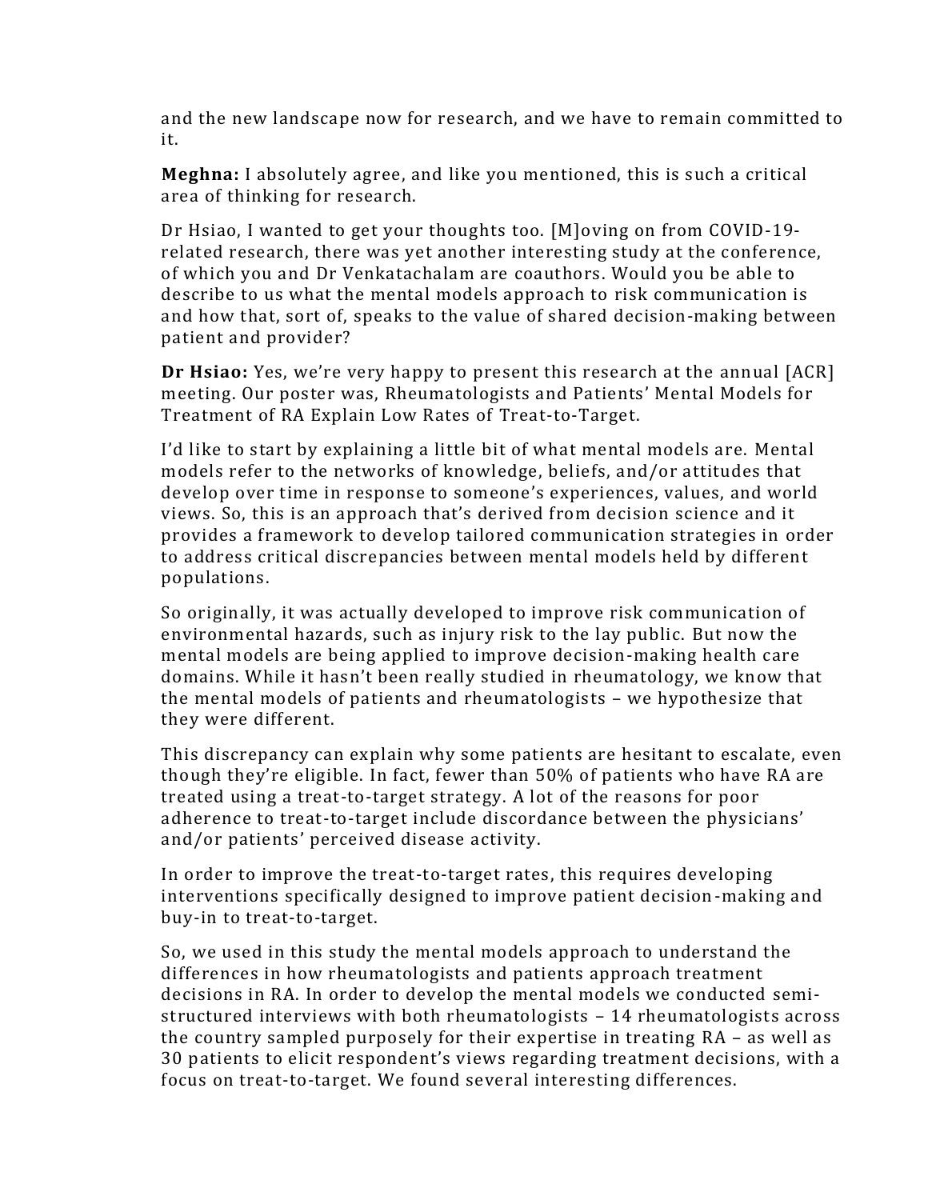and the new landscape now for research, and we have to remain committed to it.

**Meghna:** I absolutely agree, and like you mentioned, this is such a critical area of thinking for research.

Dr Hsiao, I wanted to get your thoughts too. [M]oving on from COVID-19-related research, there was yet another interesting study at the conference, of which you and Dr Venkatachalam are coauthors. Would you be able to describe to us what the mental models approach to risk communication is and how that, sort of, speaks to the value of shared decision-making between patient and provider?

**Dr Hsiao:** Yes, we're very happy to present this research at the annual [ACR] meeting. Our poster was, Rheumatologists and Patients' Mental Models for Treatment of RA Explain Low Rates of Treat-to-Target.

I'd like to start by explaining a little bit of what mental models are. Mental models refer to the networks of knowledge, beliefs, and/or attitudes that develop over time in response to someone's experiences, values, and world views. So, this is an approach that's derived from decision science and it provides a framework to develop tailored communication strategies in order to address critical discrepancies between mental models held by different populations.

So originally, it was actually developed to improve risk communication of environmental hazards, such as injury risk to the lay public. But now the mental models are being applied to improve decision-making health care domains. While it hasn't been really studied in rheumatology, we know that the mental models of patients and rheumatologists – we hypothesize that they were different.

This discrepancy can explain why some patients are hesitant to escalate, even though they're eligible. In fact, fewer than 50% of patients who have RA are treated using a treat-to-target strategy. A lot of the reasons for poor adherence to treat-to-target include discordance between the physicians' and/or patients' perceived disease activity.

In order to improve the treat-to-target rates, this requires developing interventions specifically designed to improve patient decision-making and buy-in to treat-to-target.

So, we used in this study the mental models approach to understand the differences in how rheumatologists and patients approach treatment decisions in RA. In order to develop the mental models we conducted semi-structured interviews with both rheumatologists – 14 rheumatologists across the country sampled purposely for their expertise in treating RA – as well as 30 patients to elicit respondent's views regarding treatment decisions, with a focus on treat-to-target. We found several interesting differences.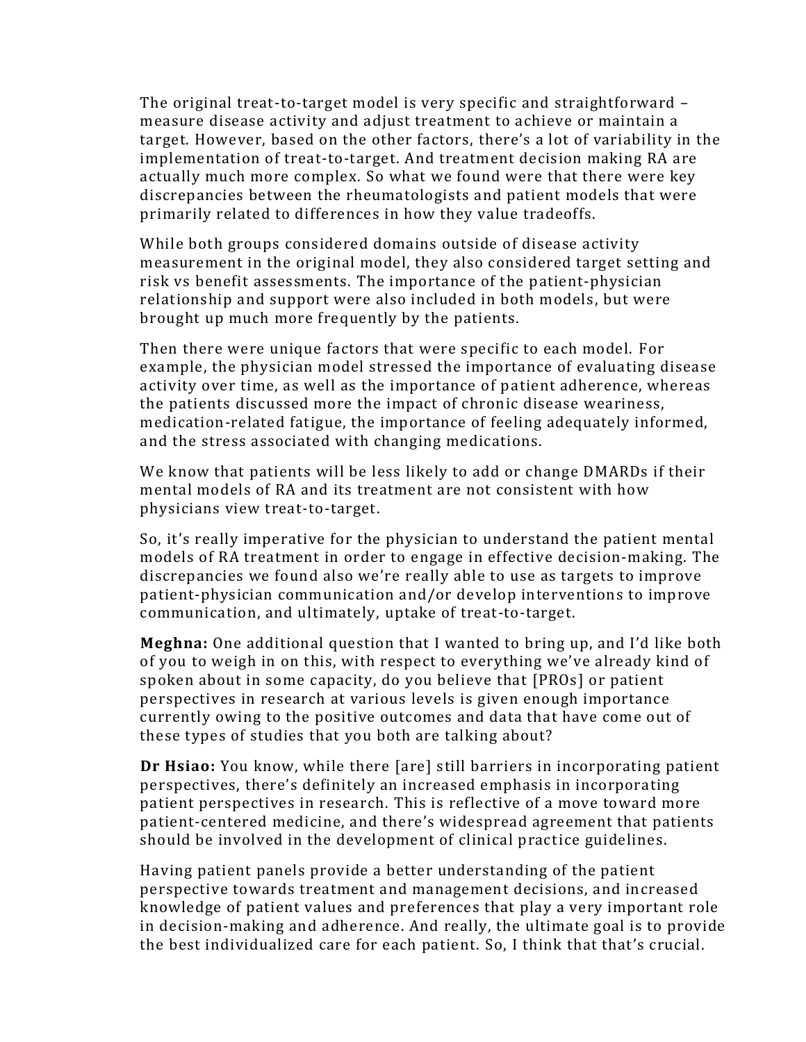The original treat-to-target model is very specific and straightforward – measure disease activity and adjust treatment to achieve or maintain a target. However, based on the other factors, there's a lot of variability in the implementation of treat-to-target. And treatment decision making RA are actually much more complex. So what we found were that there were key discrepancies between the rheumatologists and patient models that were primarily related to differences in how they value tradeoffs.

While both groups considered domains outside of disease activity measurement in the original model, they also considered target setting and risk vs benefit assessments. The importance of the patient-physician relationship and support were also included in both models, but were brought up much more frequently by the patients.

Then there were unique factors that were specific to each model. For example, the physician model stressed the importance of evaluating disease activity over time, as well as the importance of patient adherence, whereas the patients discussed more the impact of chronic disease weariness, medication-related fatigue, the importance of feeling adequately informed, and the stress associated with changing medications.

We know that patients will be less likely to add or change DMARDs if their mental models of RA and its treatment are not consistent with how physicians view treat-to-target.

So, it's really imperative for the physician to understand the patient mental models of RA treatment in order to engage in effective decision-making. The discrepancies we found also we're really able to use as targets to improve patient-physician communication and/or develop interventions to improve communication, and ultimately, uptake of treat-to-target.

**Meghna:** One additional question that I wanted to bring up, and I'd like both of you to weigh in on this, with respect to everything we've already kind of spoken about in some capacity, do you believe that [PROs] or patient perspectives in research at various levels is given enough importance currently owing to the positive outcomes and data that have come out of these types of studies that you both are talking about?

**Dr Hsiao:** You know, while there [are] still barriers in incorporating patient perspectives, there's definitely an increased emphasis in incorporating patient perspectives in research. This is reflective of a move toward more patient-centered medicine, and there's widespread agreement that patients should be involved in the development of clinical practice guidelines.

Having patient panels provide a better understanding of the patient perspective towards treatment and management decisions, and increased knowledge of patient values and preferences that play a very important role in decision-making and adherence. And really, the ultimate goal is to provide the best individualized care for each patient. So, I think that that's crucial.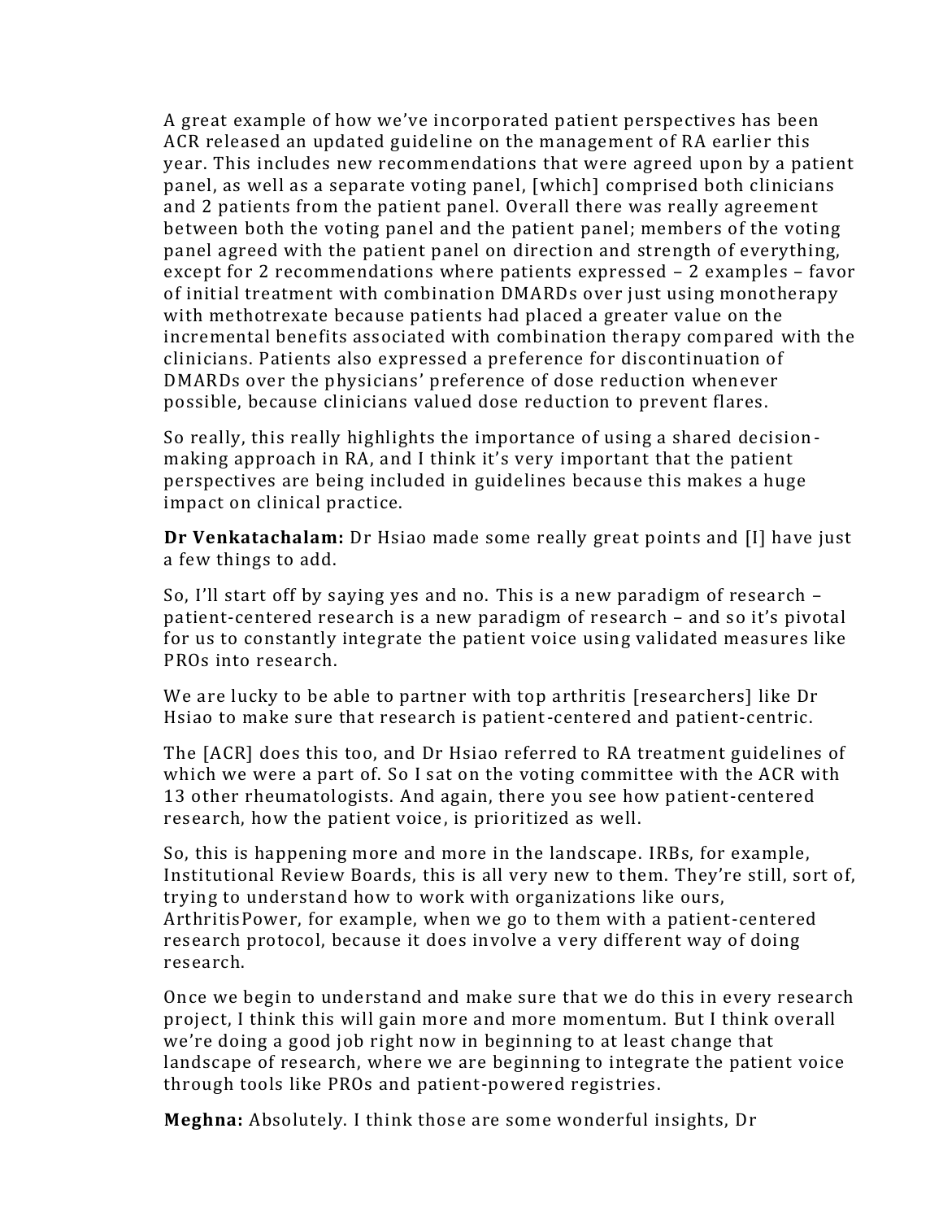A great example of how we've incorporated patient perspectives has been ACR released an updated guideline on the management of RA earlier this year. This includes new recommendations that were agreed upon by a patient panel, as well as a separate voting panel, [which] comprised both clinicians and 2 patients from the patient panel. Overall there was really agreement between both the voting panel and the patient panel; members of the voting panel agreed with the patient panel on direction and strength of everything, except for 2 recommendations where patients expressed – 2 examples – favor of initial treatment with combination DMARDs over just using monotherapy with methotrexate because patients had placed a greater value on the incremental benefits associated with combination therapy compared with the clinicians. Patients also expressed a preference for discontinuation of DMARDs over the physicians' preference of dose reduction whenever possible, because clinicians valued dose reduction to prevent flares.

So really, this really highlights the importance of using a shared decision-making approach in RA, and I think it's very important that the patient perspectives are being included in guidelines because this makes a huge impact on clinical practice.

**Dr Venkatachalam:** Dr Hsiao made some really great points and [I] have just a few things to add.

So, I'll start off by saying yes and no. This is a new paradigm of research – patient-centered research is a new paradigm of research – and so it's pivotal for us to constantly integrate the patient voice using validated measures like PROs into research.

We are lucky to be able to partner with top arthritis [researchers] like Dr Hsiao to make sure that research is patient-centered and patient-centric.

The [ACR] does this too, and Dr Hsiao referred to RA treatment guidelines of which we were a part of. So I sat on the voting committee with the ACR with 13 other rheumatologists. And again, there you see how patient-centered research, how the patient voice, is prioritized as well.

So, this is happening more and more in the landscape. IRBs, for example, Institutional Review Boards, this is all very new to them. They're still, sort of, trying to understand how to work with organizations like ours, ArthritisPower, for example, when we go to them with a patient-centered research protocol, because it does involve a very different way of doing research.

Once we begin to understand and make sure that we do this in every research project, I think this will gain more and more momentum. But I think overall we're doing a good job right now in beginning to at least change that landscape of research, where we are beginning to integrate the patient voice through tools like PROs and patient-powered registries.

**Meghna:** Absolutely. I think those are some wonderful insights, Dr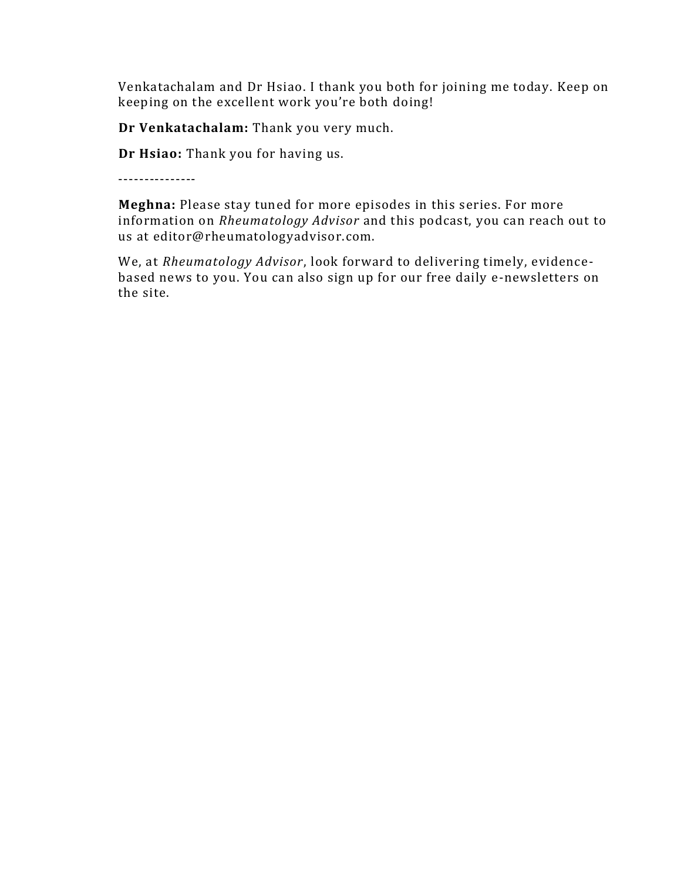Venkatachalam and Dr Hsiao. I thank you both for joining me today. Keep on keeping on the excellent work you're both doing!

**Dr Venkatachalam:** Thank you very much.

**Dr Hsiao:** Thank you for having us.

---------------

**Meghna:** Please stay tuned for more episodes in this series. For more information on *Rheumatology Advisor* and this podcast, you can reach out to us at editor@rheumatologyadvisor.com.

We, at *Rheumatology Advisor*, look forward to delivering timely, evidence-based news to you. You can also sign up for our free daily e-newsletters on the site.